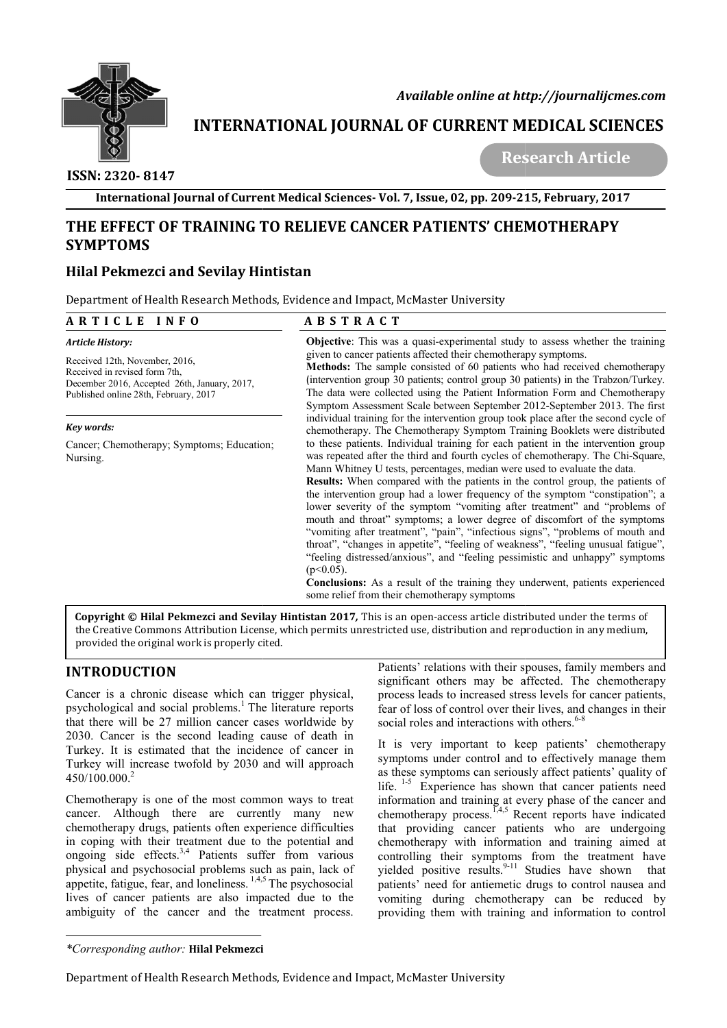*Available online at http://journalijcmes.com*

# INTERNATIONAL JOURNAL OF CURRENT MEDICAL SCIENCES

**Research Article**

**ISSN: 2320- 8147**

**International Journal of Current Medical Sciences- Vol. 7, Issue, 02, pp. 209-215, February, 2017**

# THE EFFECT OF TRAINING TO RELIEVE CANCER PATIENTS' CHEMOTHERAPY SYMPTOMS

## Hilal Pekmezci and Sevilay Hintistan

Department of Health Research Methods, Evidence and Impact, McMaster University

**A R T I C L E I N F O**

*Article History:*

Received 12th, November, 2016, Received in revised form 7th, December 2016, Accepted 26th, January, 2017, Published online 28th, February, 2017

*Key words:*

Cancer; Chemotherapy; Symptoms; Education; Nursing.

**A B S T R A C T**

**Objective**: This was a quasi-experimental study to assess whether the training given to cancer patients affected their chemotherapy symptoms.

**Methods:** The sample consisted of 60 patients who had received chemotherapy (intervention group 30 patients; control group 30 patients) in the Trabzon/Turkey. The data were collected using the Patient Information Form and Chemotherapy Symptom Assessment Scale between September 2012-September 2013. The first individual training for the intervention group took place after the second cycle of chemotherapy. The Chemotherapy Symptom Training Booklets were distributed to these patients. Individual training for each patient in the intervention group was repeated after the third and fourth cycles of chemotherapy. The Chi-Square, Mann Whitney U tests, percentages, median were used to evaluate the data.

**Results:** When compared with the patients in the control group, the patients of the intervention group had a lower frequency of the symptom "constipation"; a lower severity of the symptom "vomiting after treatment" and "problems of mouth and throat" symptoms; a lower degree of discomfort of the symptoms "vomiting after treatment", "pain", "infectious signs", "problems of mouth and throat", "changes in appetite", "feeling of weakness", "feeling unusual fatigue", "feeling distressed/anxious", and "feeling pessimistic and unhappy" symptoms ($p<0.05$).

**Conclusions:** As a result of the training they underwent, patients experienced some relief from their chemotherapy symptoms

**Copyright © Hilal Pekmezci and Sevilay Hintistan 2017,** This is an open-access article distributed under the terms of the Creative Commons Attribution License, which permits unrestricted use, distribution and reproduction in any medium, provided the original work is properly cited.

## INTRODUCTION

Cancer is a chronic disease which can trigger physical, psychological and social problems.[1] The literature reports that there will be 27 million cancer cases worldwide by 2030. Cancer is the second leading cause of death in Turkey. It is estimated that the incidence of cancer in Turkey will increase twofold by 2030 and will approach 450/100.000.[2]

Chemotherapy is one of the most common ways to treat cancer. Although there are currently many new chemotherapy drugs, patients often experience difficulties in coping with their treatment due to the potential and ongoing side effects.[3,4] Patients suffer from various physical and psychosocial problems such as pain, lack of appetite, fatigue, fear, and loneliness.[1,4,5] The psychosocial lives of cancer patients are also impacted due to the ambiguity of the cancer and the treatment process. Patients' relations with their spouses, family members and significant others may be affected. The chemotherapy process leads to increased stress levels for cancer patients, fear of loss of control over their lives, and changes in their social roles and interactions with others.[6-8]

It is very important to keep patients' chemotherapy symptoms under control and to effectively manage them as these symptoms can seriously affect patients' quality of life.[1-5] Experience has shown that cancer patients need information and training at every phase of the cancer and chemotherapy process.[1,4,5] Recent reports have indicated that providing cancer patients who are undergoing chemotherapy with information and training aimed at controlling their symptoms from the treatment have yielded positive results.[9-11] Studies have shown that patients' need for antiemetic drugs to control nausea and vomiting during chemotherapy can be reduced by providing them with training and information to control

*\*Corresponding author:* **Hilal Pekmezci**

Department of Health Research Methods, Evidence and Impact, McMaster University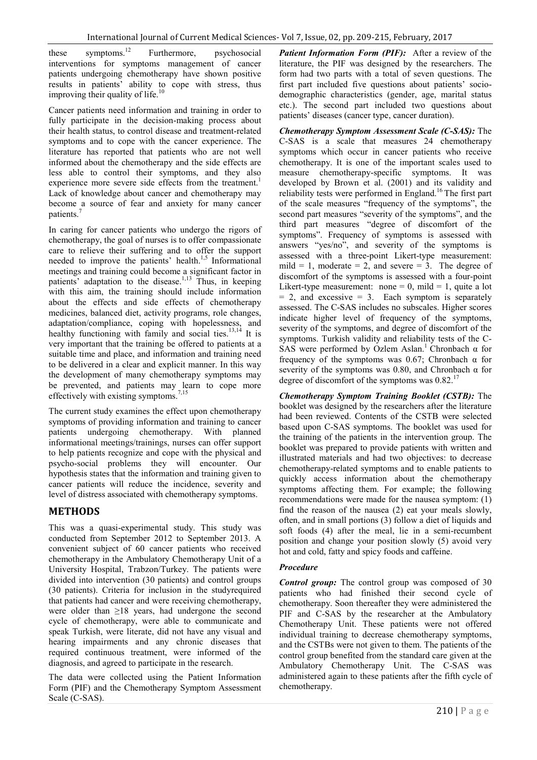these symptoms.[12] Furthermore, psychosocial interventions for symptoms management of cancer patients undergoing chemotherapy have shown positive results in patients' ability to cope with stress, thus improving their quality of life.[10]

Cancer patients need information and training in order to fully participate in the decision-making process about their health status, to control disease and treatment-related symptoms and to cope with the cancer experience. The literature has reported that patients who are not well informed about the chemotherapy and the side effects are less able to control their symptoms, and they also experience more severe side effects from the treatment.[1] Lack of knowledge about cancer and chemotherapy may become a source of fear and anxiety for many cancer patients.[7]

In caring for cancer patients who undergo the rigors of chemotherapy, the goal of nurses is to offer compassionate care to relieve their suffering and to offer the support needed to improve the patients' health.[1,5] Informational meetings and training could become a significant factor in patients' adaptation to the disease.[1,13] Thus, in keeping with this aim, the training should include information about the effects and side effects of chemotherapy medicines, balanced diet, activity programs, role changes, adaptation/compliance, coping with hopelessness, and healthy functioning with family and social ties.[13,14] It is very important that the training be offered to patients at a suitable time and place, and information and training need to be delivered in a clear and explicit manner. In this way the development of many chemotherapy symptoms may be prevented, and patients may learn to cope more effectively with existing symptoms.[7,15]

The current study examines the effect upon chemotherapy symptoms of providing information and training to cancer patients undergoing chemotherapy. With planned informational meetings/trainings, nurses can offer support to help patients recognize and cope with the physical and psycho-social problems they will encounter. Our hypothesis states that the information and training given to cancer patients will reduce the incidence, severity and level of distress associated with chemotherapy symptoms.

## METHODS

This was a quasi-experimental study. This study was conducted from September 2012 to September 2013. A convenient subject of 60 cancer patients who received chemotherapy in the Ambulatory Chemotherapy Unit of a University Hospital, Trabzon/Turkey. The patients were divided into intervention (30 patients) and control groups (30 patients). Criteria for inclusion in the studyrequired that patients had cancer and were receiving chemotherapy, were older than ≥18 years, had undergone the second cycle of chemotherapy, were able to communicate and speak Turkish, were literate, did not have any visual and hearing impairments and any chronic diseases that required continuous treatment, were informed of the diagnosis, and agreed to participate in the research.

The data were collected using the Patient Information Form (PIF) and the Chemotherapy Symptom Assessment Scale (C-SAS).

***Patient Information Form (PIF):*** After a review of the literature, the PIF was designed by the researchers. The form had two parts with a total of seven questions. The first part included five questions about patients' socio-demographic characteristics (gender, age, marital status etc.). The second part included two questions about patients' diseases (cancer type, cancer duration).

***Chemotherapy Symptom Assessment Scale (C-SAS):*** The C-SAS is a scale that measures 24 chemotherapy symptoms which occur in cancer patients who receive chemotherapy. It is one of the important scales used to measure chemotherapy-specific symptoms. It was developed by Brown et al. (2001) and its validity and reliability tests were performed in England.[16] The first part of the scale measures "frequency of the symptoms", the second part measures "severity of the symptoms", and the third part measures "degree of discomfort of the symptoms". Frequency of symptoms is assessed with answers "yes/no", and severity of the symptoms is assessed with a three-point Likert-type measurement: mild = 1, moderate = 2, and severe = 3. The degree of discomfort of the symptoms is assessed with a four-point Likert-type measurement: none = 0, mild = 1, quite a lot = 2, and excessive = 3. Each symptom is separately assessed. The C-SAS includes no subscales. Higher scores indicate higher level of frequency of the symptoms, severity of the symptoms, and degree of discomfort of the symptoms. Turkish validity and reliability tests of the C-SAS were performed by Ozlem Aslan.[1] Chronbach α for frequency of the symptoms was 0.67; Chronbach α for severity of the symptoms was 0.80, and Chronbach α for degree of discomfort of the symptoms was 0.82.[17]

***Chemotherapy Symptom Training Booklet (CSTB):*** The booklet was designed by the researchers after the literature had been reviewed. Contents of the CSTB were selected based upon C-SAS symptoms. The booklet was used for the training of the patients in the intervention group. The booklet was prepared to provide patients with written and illustrated materials and had two objectives: to decrease chemotherapy-related symptoms and to enable patients to quickly access information about the chemotherapy symptoms affecting them. For example; the following recommendations were made for the nausea symptom: (1) find the reason of the nausea (2) eat your meals slowly, often, and in small portions (3) follow a diet of liquids and soft foods (4) after the meal, lie in a semi-recumbent position and change your position slowly (5) avoid very hot and cold, fatty and spicy foods and caffeine.

### *Procedure*

***Control group:*** The control group was composed of 30 patients who had finished their second cycle of chemotherapy. Soon thereafter they were administered the PIF and C-SAS by the researcher at the Ambulatory Chemotherapy Unit. These patients were not offered individual training to decrease chemotherapy symptoms, and the CSTBs were not given to them. The patients of the control group benefited from the standard care given at the Ambulatory Chemotherapy Unit. The C-SAS was administered again to these patients after the fifth cycle of chemotherapy.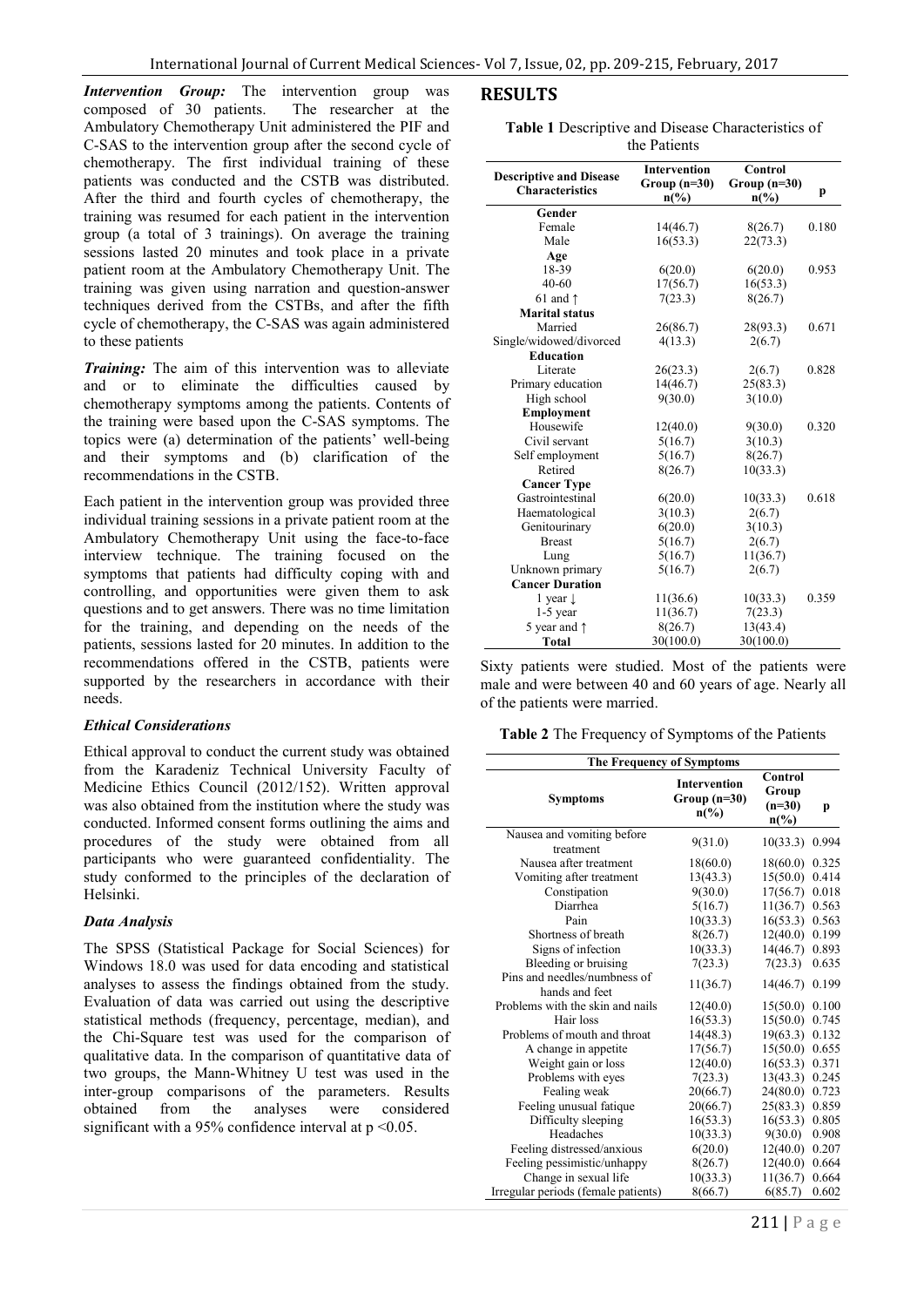***Intervention Group:*** The intervention group was composed of 30 patients. The researcher at the Ambulatory Chemotherapy Unit administered the PIF and C-SAS to the intervention group after the second cycle of chemotherapy. The first individual training of these patients was conducted and the CSTB was distributed. After the third and fourth cycles of chemotherapy, the training was resumed for each patient in the intervention group (a total of 3 trainings). On average the training sessions lasted 20 minutes and took place in a private patient room at the Ambulatory Chemotherapy Unit. The training was given using narration and question-answer techniques derived from the CSTBs, and after the fifth cycle of chemotherapy, the C-SAS was again administered to these patients

***Training:*** The aim of this intervention was to alleviate and or to eliminate the difficulties caused by chemotherapy symptoms among the patients. Contents of the training were based upon the C-SAS symptoms. The topics were (a) determination of the patients' well-being and their symptoms and (b) clarification of the recommendations in the CSTB.

Each patient in the intervention group was provided three individual training sessions in a private patient room at the Ambulatory Chemotherapy Unit using the face-to-face interview technique. The training focused on the symptoms that patients had difficulty coping with and controlling, and opportunities were given them to ask questions and to get answers. There was no time limitation for the training, and depending on the needs of the patients, sessions lasted for 20 minutes. In addition to the recommendations offered in the CSTB, patients were supported by the researchers in accordance with their needs.

### *Ethical Considerations*

Ethical approval to conduct the current study was obtained from the Karadeniz Technical University Faculty of Medicine Ethics Council (2012/152). Written approval was also obtained from the institution where the study was conducted. Informed consent forms outlining the aims and procedures of the study were obtained from all participants who were guaranteed confidentiality. The study conformed to the principles of the declaration of Helsinki.

### *Data Analysis*

The SPSS (Statistical Package for Social Sciences) for Windows 18.0 was used for data encoding and statistical analyses to assess the findings obtained from the study. Evaluation of data was carried out using the descriptive statistical methods (frequency, percentage, median), and the Chi-Square test was used for the comparison of qualitative data. In the comparison of quantitative data of two groups, the Mann-Whitney U test was used in the inter-group comparisons of the parameters. Results obtained from the analyses were considered significant with a 95% confidence interval at $p < 0.05$.

## RESULTS

**Table 1** Descriptive and Disease Characteristics of the Patients

| Descriptive and Disease Characteristics | Intervention Group (n=30) n(%) | Control Group (n=30) n(%) | p |
|---|---|---|---|
| **Gender** | | | |
| Female | 14(46.7) | 8(26.7) | 0.180 |
| Male | 16(53.3) | 22(73.3) | |
| **Age** | | | |
| 18-39 | 6(20.0) | 6(20.0) | 0.953 |
| 40-60 | 17(56.7) | 16(53.3) | |
| 61 and ↑ | 7(23.3) | 8(26.7) | |
| **Marital status** | | | |
| Married | 26(86.7) | 28(93.3) | 0.671 |
| Single/widowed/divorced | 4(13.3) | 2(6.7) | |
| **Education** | | | |
| Literate | 26(23.3) | 2(6.7) | 0.828 |
| Primary education | 14(46.7) | 25(83.3) | |
| High school | 9(30.0) | 3(10.0) | |
| **Employment** | | | |
| Housewife | 12(40.0) | 9(30.0) | 0.320 |
| Civil servant | 5(16.7) | 3(10.3) | |
| Self employment | 5(16.7) | 8(26.7) | |
| Retired | 8(26.7) | 10(33.3) | |
| **Cancer Type** | | | |
| Gastrointestinal | 6(20.0) | 10(33.3) | 0.618 |
| Haematological | 3(10.3) | 2(6.7) | |
| Genitourinary | 6(20.0) | 3(10.3) | |
| Breast | 5(16.7) | 2(6.7) | |
| Lung | 5(16.7) | 11(36.7) | |
| Unknown primary | 5(16.7) | 2(6.7) | |
| **Cancer Duration** | | | |
| 1 year ↓ | 11(36.6) | 10(33.3) | 0.359 |
| 1-5 year | 11(36.7) | 7(23.3) | |
| 5 year and ↑ | 8(26.7) | 13(43.4) | |
| **Total** | 30(100.0) | 30(100.0) | |

Sixty patients were studied. Most of the patients were male and were between 40 and 60 years of age. Nearly all of the patients were married.

**Table 2** The Frequency of Symptoms of the Patients

| The Frequency of Symptoms | | | |
|---|---|---|---|
| **Symptoms** | **Intervention Group (n=30) n(%)** | **Control Group (n=30) n(%)** | **p** |
| Nausea and vomiting before treatment | 9(31.0) | 10(33.3) | 0.994 |
| Nausea after treatment | 18(60.0) | 18(60.0) | 0.325 |
| Vomiting after treatment | 13(43.3) | 15(50.0) | 0.414 |
| Constipation | 9(30.0) | 17(56.7) | 0.018 |
| Diarrhea | 5(16.7) | 11(36.7) | 0.563 |
| Pain | 10(33.3) | 16(53.3) | 0.563 |
| Shortness of breath | 8(26.7) | 12(40.0) | 0.199 |
| Signs of infection | 10(33.3) | 14(46.7) | 0.893 |
| Bleeding or bruising | 7(23.3) | 7(23.3) | 0.635 |
| Pins and needles/numbness of hands and feet | 11(36.7) | 14(46.7) | 0.199 |
| Problems with the skin and nails | 12(40.0) | 15(50.0) | 0.100 |
| Hair loss | 16(53.3) | 15(50.0) | 0.745 |
| Problems of mouth and throat | 14(48.3) | 19(63.3) | 0.132 |
| A change in appetite | 17(56.7) | 15(50.0) | 0.655 |
| Weight gain or loss | 12(40.0) | 16(53.3) | 0.371 |
| Problems with eyes | 7(23.3) | 13(43.3) | 0.245 |
| Fealing weak | 20(66.7) | 24(80.0) | 0.723 |
| Feeling unusual fatique | 20(66.7) | 25(83.3) | 0.859 |
| Difficulty sleeping | 16(53.3) | 16(53.3) | 0.805 |
| Headaches | 10(33.3) | 9(30.0) | 0.908 |
| Feeling distressed/anxious | 6(20.0) | 12(40.0) | 0.207 |
| Feeling pessimistic/unhappy | 8(26.7) | 12(40.0) | 0.664 |
| Change in sexual life | 10(33.3) | 11(36.7) | 0.664 |
| Irregular periods (female patients) | 8(66.7) | 6(85.7) | 0.602 |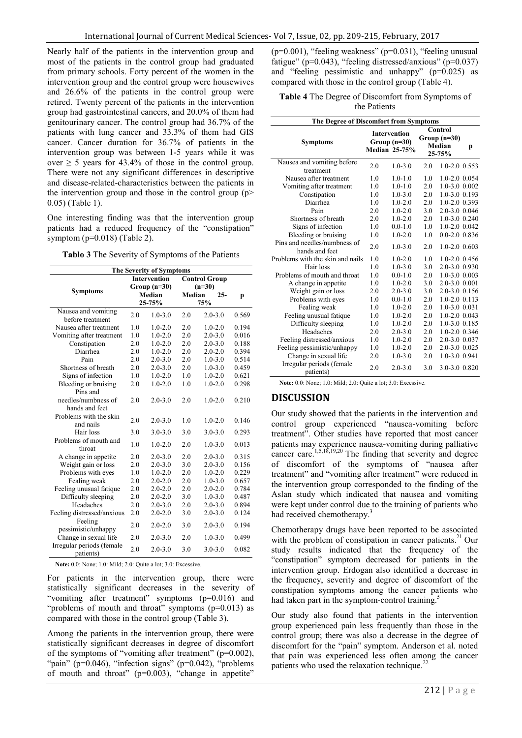Nearly half of the patients in the intervention group and most of the patients in the control group had graduated from primary schools. Forty percent of the women in the intervention group and the control group were housewives and 26.6% of the patients in the control group were retired. Twenty percent of the patients in the intervention group had gastrointestinal cancers, and 20.0% of them had genitourinary cancer. The control group had 36.7% of the patients with lung cancer and 33.3% of them had GIS cancer. Cancer duration for 36.7% of patients in the intervention group was between 1-5 years while it was over ≥ 5 years for 43.4% of those in the control group. There were not any significant differences in descriptive and disease-related-characteristics between the patients in the intervention group and those in the control group (p> 0.05) (Table 1).

One interesting finding was that the intervention group patients had a reduced frequency of the "constipation" symptom (p=0.018) (Table 2).

**Tablo 3** The Severity of Symptoms of the Patients

| The Severity of Symptoms | | | | | |
|---|---|---|---|---|---|
| **Symptoms** | **Intervention Group (n=30)** | | **Control Group (n=30)** | | **p** |
| | **Median** | **25-75%** | **Median** | **25-75%** | |
| Nausea and vomiting before treatment | 2.0 | 1.0-3.0 | 2.0 | 2.0-3.0 | 0.569 |
| Nausea after treatment | 1.0 | 1.0-2.0 | 2.0 | 1.0-2.0 | 0.194 |
| Vomiting after treatment | 1.0 | 1.0-2.0 | 2.0 | 2.0-3.0 | 0.016 |
| Constipation | 2.0 | 1.0-2.0 | 2.0 | 2.0-3.0 | 0.188 |
| Diarrhea | 2.0 | 1.0-2.0 | 2.0 | 2.0-2.0 | 0.394 |
| Pain | 2.0 | 2.0-3.0 | 2.0 | 1.0-3.0 | 0.514 |
| Shortness of breath | 2.0 | 2.0-3.0 | 2.0 | 1.0-3.0 | 0.459 |
| Signs of infection | 1.0 | 1.0-2.0 | 1.0 | 1.0-2.0 | 0.621 |
| Bleeding or bruising | 2.0 | 1.0-2.0 | 1.0 | 1.0-2.0 | 0.298 |
| Pins and needles/numbness of hands and feet | 2.0 | 2.0-3.0 | 2.0 | 1.0-2.0 | 0.210 |
| Problems with the skin and nails | 2.0 | 2.0-3.0 | 1.0 | 1.0-2.0 | 0.146 |
| Hair loss | 3.0 | 3.0-3.0 | 3.0 | 3.0-3.0 | 0.293 |
| Problems of mouth and throat | 1.0 | 1.0-2.0 | 2.0 | 1.0-3.0 | 0.013 |
| A change in appetite | 2.0 | 2.0-3.0 | 2.0 | 2.0-3.0 | 0.315 |
| Weight gain or loss | 2.0 | 2.0-3.0 | 3.0 | 2.0-3.0 | 0.156 |
| Problems with eyes | 1.0 | 1.0-2.0 | 2.0 | 1.0-2.0 | 0.229 |
| Fealing weak | 2.0 | 2.0-2.0 | 2.0 | 1.0-3.0 | 0.657 |
| Feeling unusual fatique | 2.0 | 2.0-2.0 | 2.0 | 2.0-2.0 | 0.784 |
| Difficulty sleeping | 2.0 | 2.0-2.0 | 3.0 | 1.0-3.0 | 0.487 |
| Headaches | 2.0 | 2.0-3.0 | 2.0 | 2.0-3.0 | 0.894 |
| Feeling distressed/anxious | 2.0 | 2.0-2.0 | 3.0 | 2.0-3.0 | 0.124 |
| Feeling pessimistic/unhappy | 2.0 | 2.0-2.0 | 3.0 | 2.0-3.0 | 0.194 |
| Change in sexual life | 2.0 | 2.0-3.0 | 2.0 | 1.0-3.0 | 0.499 |
| Irregular periods (female patients) | 2.0 | 2.0-3.0 | 3.0 | 3.0-3.0 | 0.082 |

**Note:** 0.0: None; 1.0: Mild; 2.0: Quite a lot; 3.0: Excessive.

For patients in the intervention group, there were statistically significant decreases in the severity of "vomiting after treatment" symptoms (p=0.016) and "problems of mouth and throat" symptoms (p=0.013) as compared with those in the control group (Table 3).

Among the patients in the intervention group, there were statistically significant decreases in degree of discomfort of the symptoms of "vomiting after treatment" (p=0.002), "pain" (p=0.046), "infection signs" (p=0.042), "problems of mouth and throat" (p=0.003), "change in appetite" (p=0.001), "feeling weakness" (p=0.031), "feeling unusual fatigue" (p=0.043), "feeling distressed/anxious" (p=0.037) and "feeling pessimistic and unhappy" (p=0.025) as compared with those in the control group (Table 4).

**Table 4** The Degree of Discomfort from Symptoms of the Patients

| The Degree of Discomfort from Symptoms | | | | | |
|---|---|---|---|---|---|
| **Symptoms** | **Intervention Group (n=30)** | | **Control Group (n=30)** | | **p** |
| | **Median** | **25-75%** | **Median** | **25-75%** | |
| Nausea and vomiting before treatment | 2.0 | 1.0-3.0 | 2.0 | 1.0-2.0 | 0.553 |
| Nausea after treatment | 1.0 | 1.0-1.0 | 1.0 | 1.0-2.0 | 0.054 |
| Vomiting after treatment | 1.0 | 1.0-1.0 | 2.0 | 1.0-3.0 | 0.002 |
| Constipation | 1.0 | 1.0-3.0 | 2.0 | 1.0-3.0 | 0.193 |
| Diarrhea | 1.0 | 1.0-2.0 | 2.0 | 1.0-2.0 | 0.393 |
| Pain | 2.0 | 1.0-2.0 | 3.0 | 2.0-3.0 | 0.046 |
| Shortness of breath | 2.0 | 1.0-2.0 | 2.0 | 1.0-3.0 | 0.240 |
| Signs of infection | 1.0 | 0.0-1.0 | 1.0 | 1.0-2.0 | 0.042 |
| Bleeding or bruising | 1.0 | 1.0-2.0 | 1.0 | 0.0-2.0 | 0.836 |
| Pins and needles/numbness of hands and feet | 2.0 | 1.0-3.0 | 2.0 | 1.0-2.0 | 0.603 |
| Problems with the skin and nails | 1.0 | 1.0-2.0 | 1.0 | 1.0-2.0 | 0.456 |
| Hair loss | 1.0 | 1.0-3.0 | 3.0 | 2.0-3.0 | 0.930 |
| Problems of mouth and throat | 1.0 | 0.0-1.0 | 2.0 | 1.0-3.0 | 0.003 |
| A change in appetite | 1.0 | 1.0-2.0 | 3.0 | 2.0-3.0 | 0.001 |
| Weight gain or loss | 2.0 | 2.0-3.0 | 3.0 | 2.0-3.0 | 0.156 |
| Problems with eyes | 1.0 | 0.0-1.0 | 2.0 | 1.0-2.0 | 0.113 |
| Fealing weak | 1.0 | 1.0-2.0 | 2.0 | 1.0-3.0 | 0.031 |
| Feeling unusual fatique | 1.0 | 1.0-2.0 | 2.0 | 1.0-2.0 | 0.043 |
| Difficulty sleeping | 1.0 | 1.0-2.0 | 2.0 | 1.0-3.0 | 0.185 |
| Headaches | 2.0 | 2.0-3.0 | 2.0 | 1.0-2.0 | 0.346 |
| Feeling distressed/anxious | 1.0 | 1.0-2.0 | 2.0 | 2.0-3.0 | 0.037 |
| Feeling pessimistic/unhappy | 1.0 | 1.0-2.0 | 2.0 | 2.0-3.0 | 0.025 |
| Change in sexual life | 2.0 | 1.0-3.0 | 2.0 | 1.0-3.0 | 0.941 |
| Irregular periods (female patients) | 2.0 | 2.0-3.0 | 3.0 | 3.0-3.0 | 0.820 |

**Note:** 0.0: None; 1.0: Mild; 2.0: Quite a lot; 3.0: Excessive.

## DISCUSSION

Our study showed that the patients in the intervention and control group experienced "nausea-vomiting before treatment". Other studies have reported that most cancer patients may experience nausea-vomiting during palliative cancer care.[1,5,18,19,20] The finding that severity and degree of discomfort of the symptoms of "nausea after treatment" and "vomiting after treatment" were reduced in the intervention group corresponded to the finding of the Aslan study which indicated that nausea and vomiting were kept under control due to the training of patients who had received chemotherapy.[3]

Chemotherapy drugs have been reported to be associated with the problem of constipation in cancer patients.[21] Our study results indicated that the frequency of the "constipation" symptom decreased for patients in the intervention group. Erdogan also identified a decrease in the frequency, severity and degree of discomfort of the constipation symptoms among the cancer patients who had taken part in the symptom-control training.[5]

Our study also found that patients in the intervention group experienced pain less frequently than those in the control group; there was also a decrease in the degree of discomfort for the "pain" symptom. Anderson et al. noted that pain was experienced less often among the cancer patients who used the relaxation technique.[22]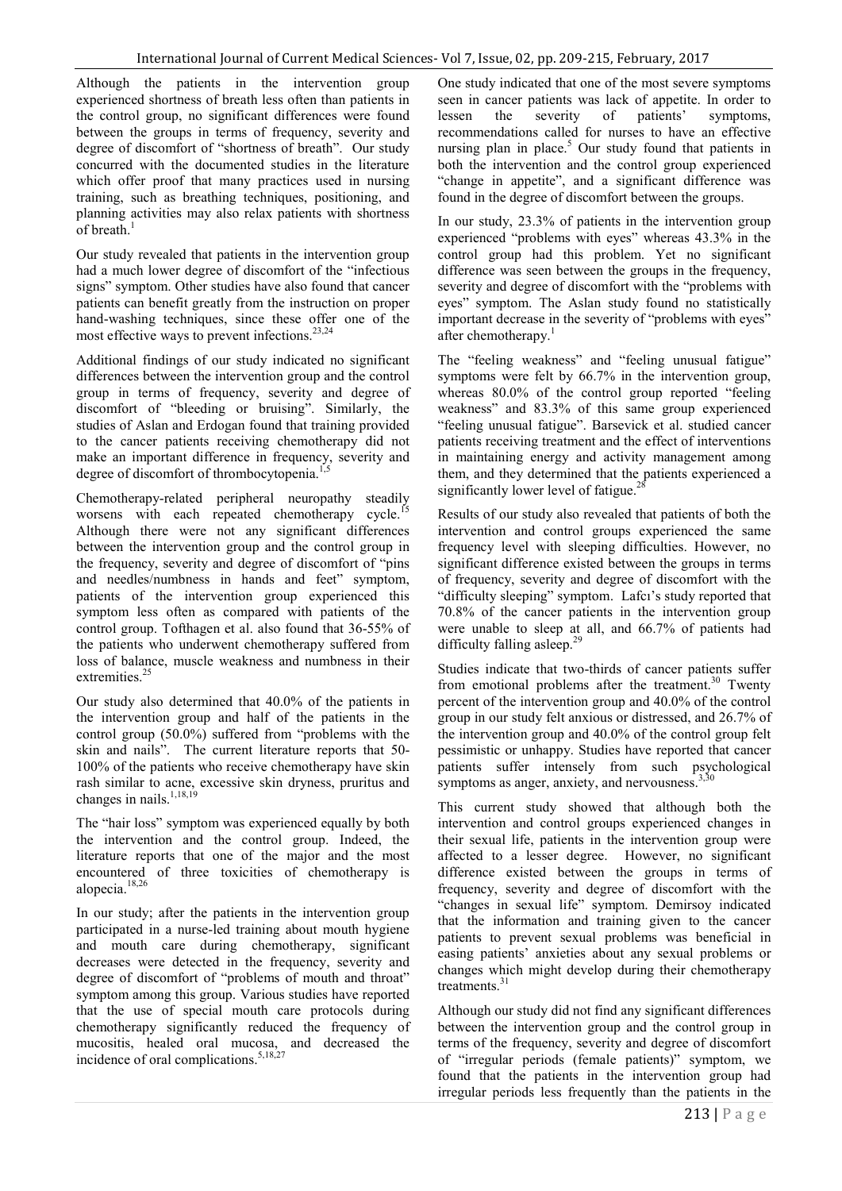Although the patients in the intervention group experienced shortness of breath less often than patients in the control group, no significant differences were found between the groups in terms of frequency, severity and degree of discomfort of "shortness of breath". Our study concurred with the documented studies in the literature which offer proof that many practices used in nursing training, such as breathing techniques, positioning, and planning activities may also relax patients with shortness of breath.[1]

Our study revealed that patients in the intervention group had a much lower degree of discomfort of the "infectious signs" symptom. Other studies have also found that cancer patients can benefit greatly from the instruction on proper hand-washing techniques, since these offer one of the most effective ways to prevent infections.[23,24]

Additional findings of our study indicated no significant differences between the intervention group and the control group in terms of frequency, severity and degree of discomfort of "bleeding or bruising". Similarly, the studies of Aslan and Erdogan found that training provided to the cancer patients receiving chemotherapy did not make an important difference in frequency, severity and degree of discomfort of thrombocytopenia.[1,5]

Chemotherapy-related peripheral neuropathy steadily worsens with each repeated chemotherapy cycle.[15] Although there were not any significant differences between the intervention group and the control group in the frequency, severity and degree of discomfort of "pins and needles/numbness in hands and feet" symptom, patients of the intervention group experienced this symptom less often as compared with patients of the control group. Tofthagen et al. also found that 36-55% of the patients who underwent chemotherapy suffered from loss of balance, muscle weakness and numbness in their extremities.[25]

Our study also determined that 40.0% of the patients in the intervention group and half of the patients in the control group (50.0%) suffered from "problems with the skin and nails". The current literature reports that 50-100% of the patients who receive chemotherapy have skin rash similar to acne, excessive skin dryness, pruritus and changes in nails.[1,18,19]

The "hair loss" symptom was experienced equally by both the intervention and the control group. Indeed, the literature reports that one of the major and the most encountered of three toxicities of chemotherapy is alopecia.[18,26]

In our study; after the patients in the intervention group participated in a nurse-led training about mouth hygiene and mouth care during chemotherapy, significant decreases were detected in the frequency, severity and degree of discomfort of "problems of mouth and throat" symptom among this group. Various studies have reported that the use of special mouth care protocols during chemotherapy significantly reduced the frequency of mucositis, healed oral mucosa, and decreased the incidence of oral complications.[5,18,27]

One study indicated that one of the most severe symptoms seen in cancer patients was lack of appetite. In order to lessen the severity of patients' symptoms, recommendations called for nurses to have an effective nursing plan in place.[5] Our study found that patients in both the intervention and the control group experienced "change in appetite", and a significant difference was found in the degree of discomfort between the groups.

In our study, 23.3% of patients in the intervention group experienced "problems with eyes" whereas 43.3% in the control group had this problem. Yet no significant difference was seen between the groups in the frequency, severity and degree of discomfort with the "problems with eyes" symptom. The Aslan study found no statistically important decrease in the severity of "problems with eyes" after chemotherapy.[1]

The "feeling weakness" and "feeling unusual fatigue" symptoms were felt by 66.7% in the intervention group, whereas 80.0% of the control group reported "feeling weakness" and 83.3% of this same group experienced "feeling unusual fatigue". Barsevick et al. studied cancer patients receiving treatment and the effect of interventions in maintaining energy and activity management among them, and they determined that the patients experienced a significantly lower level of fatigue.[28]

Results of our study also revealed that patients of both the intervention and control groups experienced the same frequency level with sleeping difficulties. However, no significant difference existed between the groups in terms of frequency, severity and degree of discomfort with the "difficulty sleeping" symptom. Lafcı's study reported that 70.8% of the cancer patients in the intervention group were unable to sleep at all, and 66.7% of patients had difficulty falling asleep.[29]

Studies indicate that two-thirds of cancer patients suffer from emotional problems after the treatment.[30] Twenty percent of the intervention group and 40.0% of the control group in our study felt anxious or distressed, and 26.7% of the intervention group and 40.0% of the control group felt pessimistic or unhappy. Studies have reported that cancer patients suffer intensely from such psychological symptoms as anger, anxiety, and nervousness.[3,30]

This current study showed that although both the intervention and control groups experienced changes in their sexual life, patients in the intervention group were affected to a lesser degree. However, no significant difference existed between the groups in terms of frequency, severity and degree of discomfort with the "changes in sexual life" symptom. Demirsoy indicated that the information and training given to the cancer patients to prevent sexual problems was beneficial in easing patients' anxieties about any sexual problems or changes which might develop during their chemotherapy treatments.[31]

Although our study did not find any significant differences between the intervention group and the control group in terms of the frequency, severity and degree of discomfort of "irregular periods (female patients)" symptom, we found that the patients in the intervention group had irregular periods less frequently than the patients in the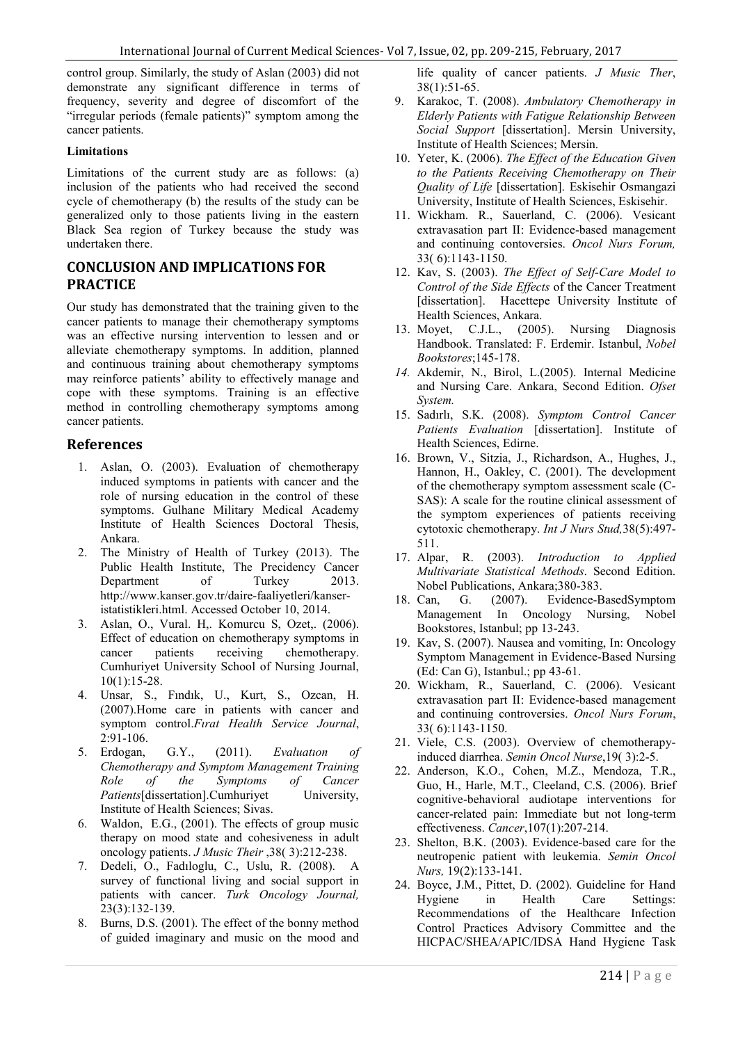control group. Similarly, the study of Aslan (2003) did not demonstrate any significant difference in terms of frequency, severity and degree of discomfort of the "irregular periods (female patients)" symptom among the cancer patients.

**Limitations**

Limitations of the current study are as follows: (a) inclusion of the patients who had received the second cycle of chemotherapy (b) the results of the study can be generalized only to those patients living in the eastern Black Sea region of Turkey because the study was undertaken there.

## CONCLUSION AND IMPLICATIONS FOR PRACTICE

Our study has demonstrated that the training given to the cancer patients to manage their chemotherapy symptoms was an effective nursing intervention to lessen and or alleviate chemotherapy symptoms. In addition, planned and continuous training about chemotherapy symptoms may reinforce patients' ability to effectively manage and cope with these symptoms. Training is an effective method in controlling chemotherapy symptoms among cancer patients.

## References

1. Aslan, O. (2003). Evaluation of chemotherapy induced symptoms in patients with cancer and the role of nursing education in the control of these symptoms. Gulhane Military Medical Academy Institute of Health Sciences Doctoral Thesis, Ankara.
2. The Ministry of Health of Turkey (2013). The Public Health Institute, The Precidency Cancer Department of Turkey 2013. http://www.kanser.gov.tr/daire-faaliyetleri/kanser-istatistikleri.html. Accessed October 10, 2014.
3. Aslan, O., Vural. H,. Komurcu S, Ozet,. (2006). Effect of education on chemotherapy symptoms in cancer patients receiving chemotherapy. Cumhuriyet University School of Nursing Journal, 10(1):15-28.
4. Unsar, S., Fındık, U., Kurt, S., Ozcan, H. (2007).Home care in patients with cancer and symptom control.*Fırat Health Service Journal*, 2:91-106.
5. Erdogan, G.Y., (2011). *Evaluatıon of Chemotherapy and Symptom Management Training Role of the Symptoms of Cancer Patients*[dissertation].Cumhuriyet University, Institute of Health Sciences; Sivas.
6. Waldon, E.G., (2001). The effects of group music therapy on mood state and cohesiveness in adult oncology patients. *J Music Their* ,38( 3):212-238.
7. Dedeli, O., Fadıloglu, C., Uslu, R. (2008). A survey of functional living and social support in patients with cancer. *Turk Oncology Journal,* 23(3):132-139.
8. Burns, D.S. (2001). The effect of the bonny method of guided imaginary and music on the mood and life quality of cancer patients. *J Music Ther*, 38(1):51-65.
9. Karakoc, T. (2008). *Ambulatory Chemotherapy in Elderly Patients with Fatigue Relationship Between Social Support* [dissertation]. Mersin University, Institute of Health Sciences; Mersin.
10. Yeter, K. (2006). *The Effect of the Education Given to the Patients Receiving Chemotherapy on Their Quality of Life* [dissertation]. Eskisehir Osmangazi University, Institute of Health Sciences, Eskisehir.
11. Wickham. R., Sauerland, C. (2006). Vesicant extravasation part II: Evidence-based management and continuing contoversies. *Oncol Nurs Forum,* 33( 6):1143-1150.
12. Kav, S. (2003). *The Effect of Self-Care Model to Control of the Side Effects* of the Cancer Treatment [dissertation]. Hacettepe University Institute of Health Sciences, Ankara.
13. Moyet, C.J.L., (2005). Nursing Diagnosis Handbook. Translated: F. Erdemir. Istanbul, *Nobel Bookstores*;145-178.
14. Akdemir, N., Birol, L.(2005). Internal Medicine and Nursing Care. Ankara, Second Edition. *Ofset System.*
15. Sadırlı, S.K. (2008). *Symptom Control Cancer Patients Evaluation* [dissertation]. Institute of Health Sciences, Edirne.
16. Brown, V., Sitzia, J., Richardson, A., Hughes, J., Hannon, H., Oakley, C. (2001). The development of the chemotherapy symptom assessment scale (C-SAS): A scale for the routine clinical assessment of the symptom experiences of patients receiving cytotoxic chemotherapy. *Int J Nurs Stud,*38(5):497-511.
17. Alpar, R. (2003). *Introduction to Applied Multivariate Statistical Methods*. Second Edition. Nobel Publications, Ankara;380-383.
18. Can, G. (2007). Evidence-BasedSymptom Management In Oncology Nursing, Nobel Bookstores, Istanbul; pp 13-243.
19. Kav, S. (2007). Nausea and vomiting, In: Oncology Symptom Management in Evidence-Based Nursing (Ed: Can G), Istanbul.; pp 43-61.
20. Wickham, R., Sauerland, C. (2006). Vesicant extravasation part II: Evidence-based management and continuing controversies. *Oncol Nurs Forum*, 33( 6):1143-1150.
21. Viele, C.S. (2003). Overview of chemotherapy-induced diarrhea. *Semin Oncol Nurse*,19( 3):2-5.
22. Anderson, K.O., Cohen, M.Z., Mendoza, T.R., Guo, H., Harle, M.T., Cleeland, C.S. (2006). Brief cognitive-behavioral audiotape interventions for cancer-related pain: Immediate but not long-term effectiveness. *Cancer*,107(1):207-214.
23. Shelton, B.K. (2003). Evidence-based care for the neutropenic patient with leukemia. *Semin Oncol Nurs,* 19(2):133-141.
24. Boyce, J.M., Pittet, D. (2002). Guideline for Hand Hygiene in Health Care Settings: Recommendations of the Healthcare Infection Control Practices Advisory Committee and the HICPAC/SHEA/APIC/IDSA Hand Hygiene Task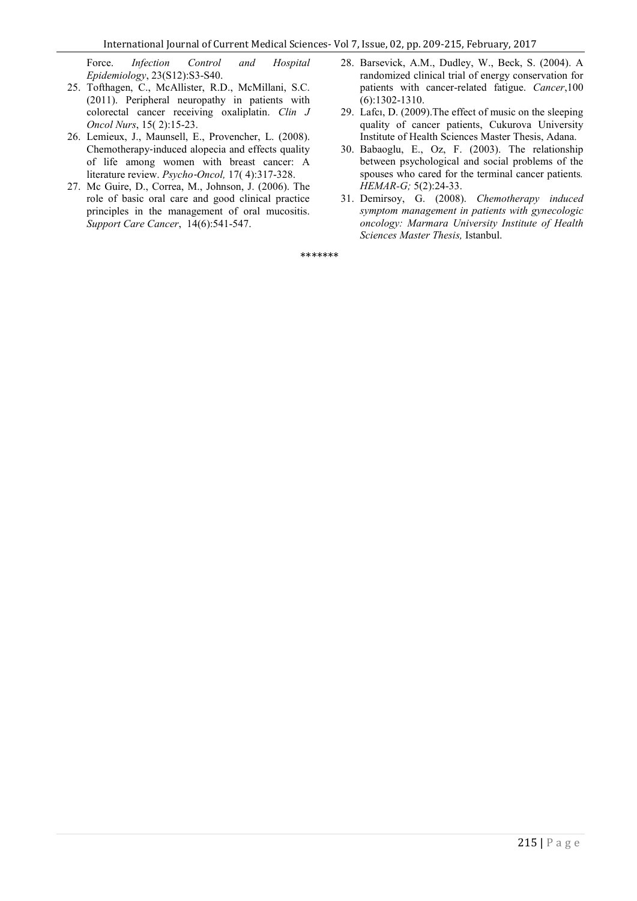Force. *Infection Control and Hospital Epidemiology*, 23(S12):S3-S40.

25. Tofthagen, C., McAllister, R.D., McMillani, S.C. (2011). Peripheral neuropathy in patients with colorectal cancer receiving oxaliplatin. *Clin J Oncol Nurs*, 15( 2):15-23.
26. Lemieux, J., Maunsell, E., Provencher, L. (2008). Chemotherapy-induced alopecia and effects quality of life among women with breast cancer: A literature review. *Psycho-Oncol,* 17( 4):317-328.
27. Mc Guire, D., Correa, M., Johnson, J. (2006). The role of basic oral care and good clinical practice principles in the management of oral mucositis. *Support Care Cancer*, 14(6):541-547.
28. Barsevick, A.M., Dudley, W., Beck, S. (2004). A randomized clinical trial of energy conservation for patients with cancer-related fatigue. *Cancer*,100 (6):1302-1310.
29. Lafcı, D. (2009).The effect of music on the sleeping quality of cancer patients, Cukurova University Institute of Health Sciences Master Thesis, Adana.
30. Babaoglu, E., Oz, F. (2003). The relationship between psychological and social problems of the spouses who cared for the terminal cancer patients*. HEMAR-G;* 5(2):24-33.
31. Demirsoy, G. (2008). *Chemotherapy induced symptom management in patients with gynecologic oncology: Marmara University Institute of Health Sciences Master Thesis,* Istanbul.

*******